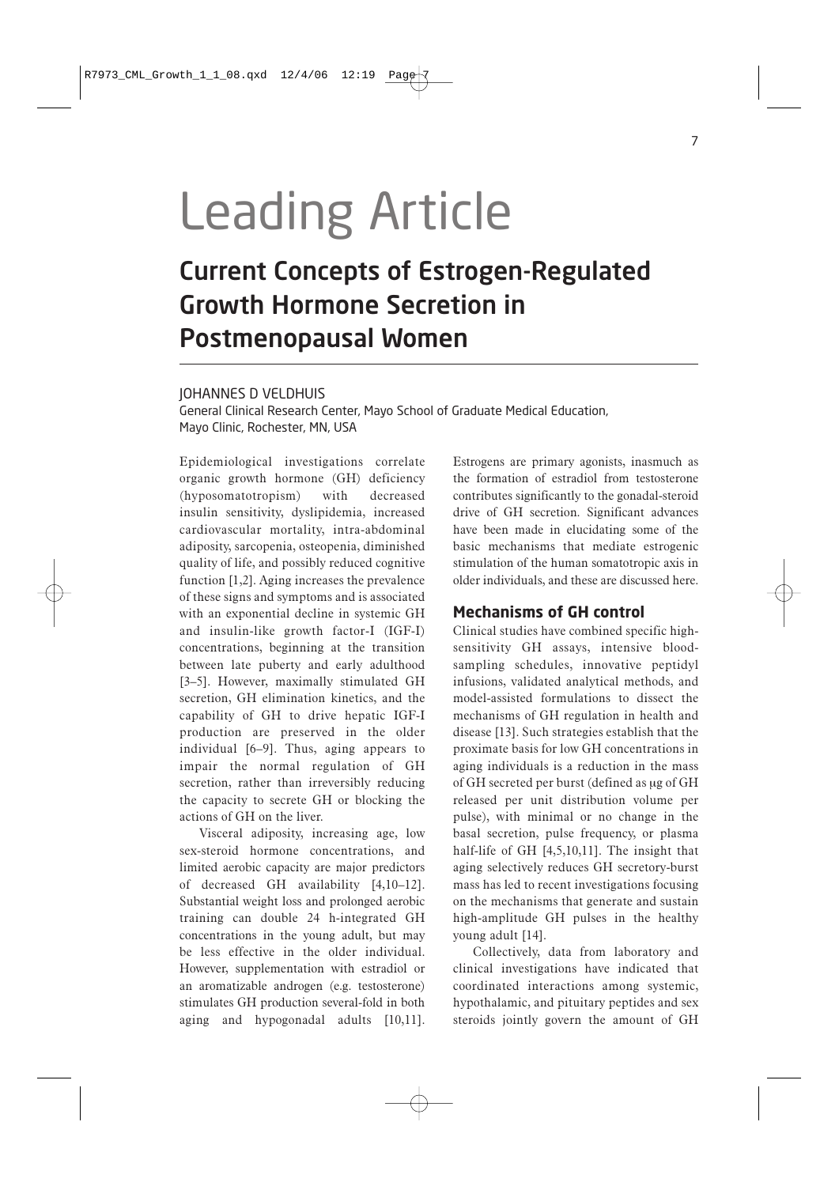# Leading Article

## Current Concepts of Estrogen-Regulated Growth Hormone Secretion in Postmenopausal Women

JOHANNES D VELDHUIS

General Clinical Research Center, Mayo School of Graduate Medical Education, Mayo Clinic, Rochester, MN, USA

Epidemiological investigations correlate organic growth hormone (GH) deficiency (hyposomatotropism) with decreased insulin sensitivity, dyslipidemia, increased cardiovascular mortality, intra-abdominal adiposity, sarcopenia, osteopenia, diminished quality of life, and possibly reduced cognitive function [1,2]. Aging increases the prevalence of these signs and symptoms and is associated with an exponential decline in systemic GH and insulin-like growth factor-I (IGF-I) concentrations, beginning at the transition between late puberty and early adulthood [3–5]. However, maximally stimulated GH secretion, GH elimination kinetics, and the capability of GH to drive hepatic IGF-I production are preserved in the older individual [6–9]. Thus, aging appears to impair the normal regulation of GH secretion, rather than irreversibly reducing the capacity to secrete GH or blocking the actions of GH on the liver.

Visceral adiposity, increasing age, low sex-steroid hormone concentrations, and limited aerobic capacity are major predictors of decreased GH availability [4,10–12]. Substantial weight loss and prolonged aerobic training can double 24 h-integrated GH concentrations in the young adult, but may be less effective in the older individual. However, supplementation with estradiol or an aromatizable androgen (e.g. testosterone) stimulates GH production several-fold in both aging and hypogonadal adults [10,11]. Estrogens are primary agonists, inasmuch as the formation of estradiol from testosterone contributes significantly to the gonadal-steroid drive of GH secretion. Significant advances have been made in elucidating some of the basic mechanisms that mediate estrogenic stimulation of the human somatotropic axis in older individuals, and these are discussed here.

### Mechanisms of GH control

Clinical studies have combined specific high-sensitivity GH assays, intensive blood-sampling schedules, innovative peptidyl infusions, validated analytical methods, and model-assisted formulations to dissect the mechanisms of GH regulation in health and disease [13]. Such strategies establish that the proximate basis for low GH concentrations in aging individuals is a reduction in the mass of GH secreted per burst (defined as μg of GH released per unit distribution volume per pulse), with minimal or no change in the basal secretion, pulse frequency, or plasma half-life of GH [4,5,10,11]. The insight that aging selectively reduces GH secretory-burst mass has led to recent investigations focusing on the mechanisms that generate and sustain high-amplitude GH pulses in the healthy young adult [14].

Collectively, data from laboratory and clinical investigations have indicated that coordinated interactions among systemic, hypothalamic, and pituitary peptides and sex steroids jointly govern the amount of GH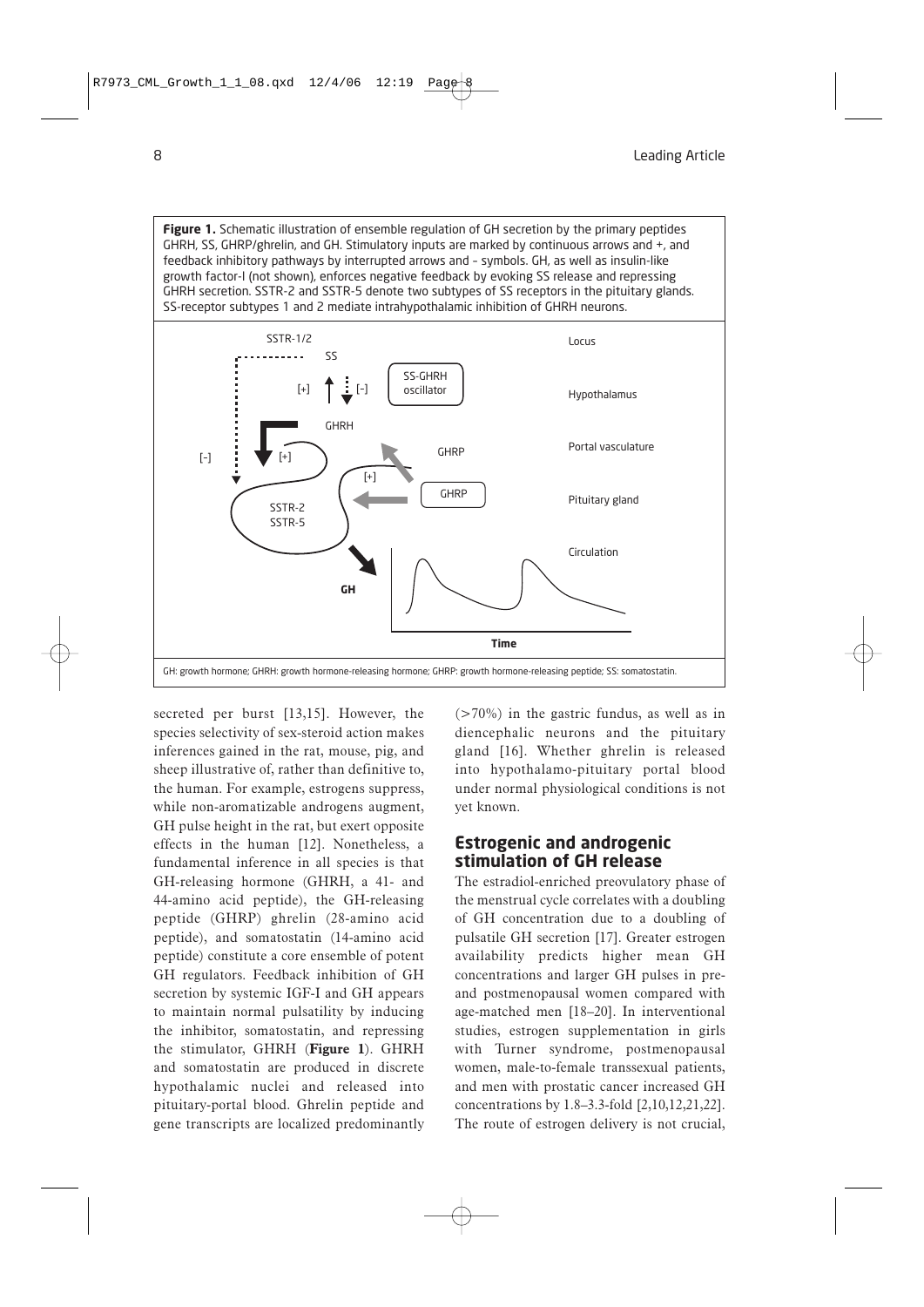**Figure 1.** Schematic illustration of ensemble regulation of GH secretion by the primary peptides GHRH, SS, GHRP/ghrelin, and GH. Stimulatory inputs are marked by continuous arrows and +, and feedback inhibitory pathways by interrupted arrows and - symbols. GH, as well as insulin-like growth factor-I (not shown), enforces negative feedback by evoking SS release and repressing GHRH secretion. SSTR-2 and SSTR-5 denote two subtypes of SS receptors in the pituitary glands. SS-receptor subtypes 1 and 2 mediate intrahypothalamic inhibition of GHRH neurons.

GH: growth hormone; GHRH: growth hormone-releasing hormone; GHRP: growth hormone-releasing peptide; SS: somatostatin.

secreted per burst [13,15]. However, the species selectivity of sex-steroid action makes inferences gained in the rat, mouse, pig, and sheep illustrative of, rather than definitive to, the human. For example, estrogens suppress, while non-aromatizable androgens augment, GH pulse height in the rat, but exert opposite effects in the human [12]. Nonetheless, a fundamental inference in all species is that GH-releasing hormone (GHRH, a 41- and 44-amino acid peptide), the GH-releasing peptide (GHRP) ghrelin (28-amino acid peptide), and somatostatin (14-amino acid peptide) constitute a core ensemble of potent GH regulators. Feedback inhibition of GH secretion by systemic IGF-I and GH appears to maintain normal pulsatility by inducing the inhibitor, somatostatin, and repressing the stimulator, GHRH (**Figure 1**). GHRH and somatostatin are produced in discrete hypothalamic nuclei and released into pituitary-portal blood. Ghrelin peptide and gene transcripts are localized predominantly (>70%) in the gastric fundus, as well as in diencephalic neurons and the pituitary gland [16]. Whether ghrelin is released into hypothalamo-pituitary portal blood under normal physiological conditions is not yet known.

## Estrogenic and androgenic stimulation of GH release

The estradiol-enriched preovulatory phase of the menstrual cycle correlates with a doubling of GH concentration due to a doubling of pulsatile GH secretion [17]. Greater estrogen availability predicts higher mean GH concentrations and larger GH pulses in pre- and postmenopausal women compared with age-matched men [18–20]. In interventional studies, estrogen supplementation in girls with Turner syndrome, postmenopausal women, male-to-female transsexual patients, and men with prostatic cancer increased GH concentrations by 1.8–3.3-fold [2,10,12,21,22]. The route of estrogen delivery is not crucial,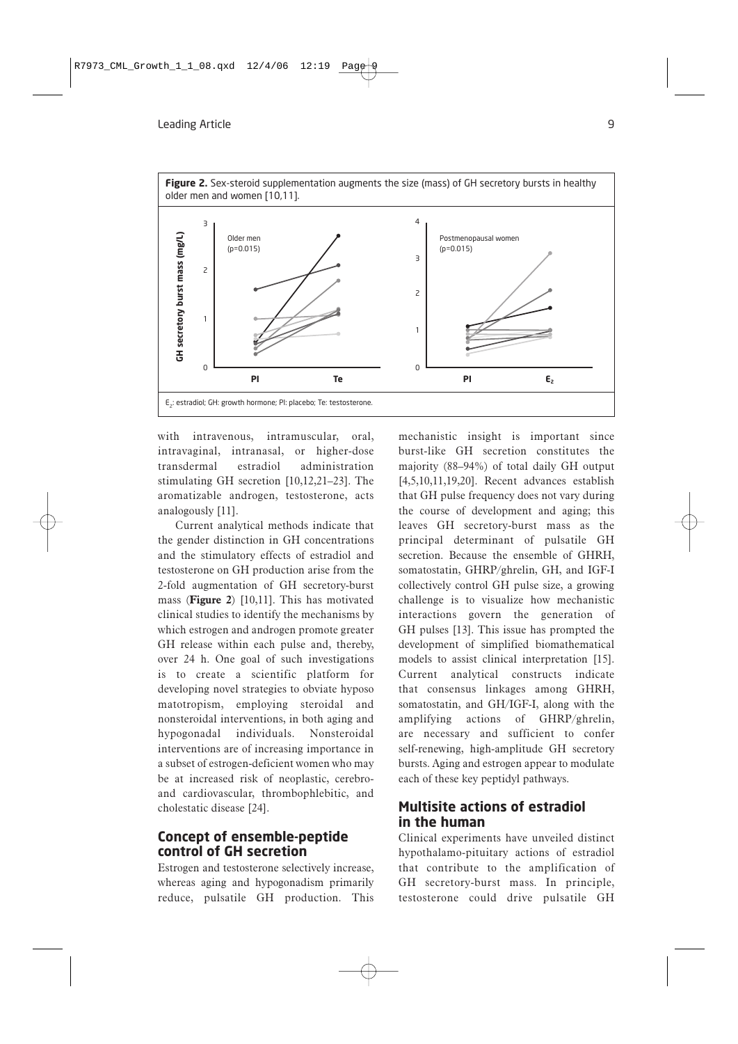**Figure 2.** Sex-steroid supplementation augments the size (mass) of GH secretory bursts in healthy older men and women [10,11].

$E_2$: estradiol; GH: growth hormone; Pl: placebo; Te: testosterone.

with intravenous, intramuscular, oral, intravaginal, intranasal, or higher-dose transdermal estradiol administration stimulating GH secretion [10,12,21–23]. The aromatizable androgen, testosterone, acts analogously [11].

Current analytical methods indicate that the gender distinction in GH concentrations and the stimulatory effects of estradiol and testosterone on GH production arise from the 2-fold augmentation of GH secretory-burst mass (**Figure 2**) [10,11]. This has motivated clinical studies to identify the mechanisms by which estrogen and androgen promote greater GH release within each pulse and, thereby, over 24 h. One goal of such investigations is to create a scientific platform for developing novel strategies to obviate hyposomatotropism, employing steroidal and nonsteroidal interventions, in both aging and hypogonadal individuals. Nonsteroidal interventions are of increasing importance in a subset of estrogen-deficient women who may be at increased risk of neoplastic, cerebro- and cardiovascular, thrombophlebitic, and cholestatic disease [24].

## Concept of ensemble-peptide control of GH secretion

Estrogen and testosterone selectively increase, whereas aging and hypogonadism primarily reduce, pulsatile GH production. This mechanistic insight is important since burst-like GH secretion constitutes the majority (88–94%) of total daily GH output [4,5,10,11,19,20]. Recent advances establish that GH pulse frequency does not vary during the course of development and aging; this leaves GH secretory-burst mass as the principal determinant of pulsatile GH secretion. Because the ensemble of GHRH, somatostatin, GHRP/ghrelin, GH, and IGF-I collectively control GH pulse size, a growing challenge is to visualize how mechanistic interactions govern the generation of GH pulses [13]. This issue has prompted the development of simplified biomathematical models to assist clinical interpretation [15]. Current analytical constructs indicate that consensus linkages among GHRH, somatostatin, and GH/IGF-I, along with the amplifying actions of GHRP/ghrelin, are necessary and sufficient to confer self-renewing, high-amplitude GH secretory bursts. Aging and estrogen appear to modulate each of these key peptidyl pathways.

## Multisite actions of estradiol in the human

Clinical experiments have unveiled distinct hypothalamo-pituitary actions of estradiol that contribute to the amplification of GH secretory-burst mass. In principle, testosterone could drive pulsatile GH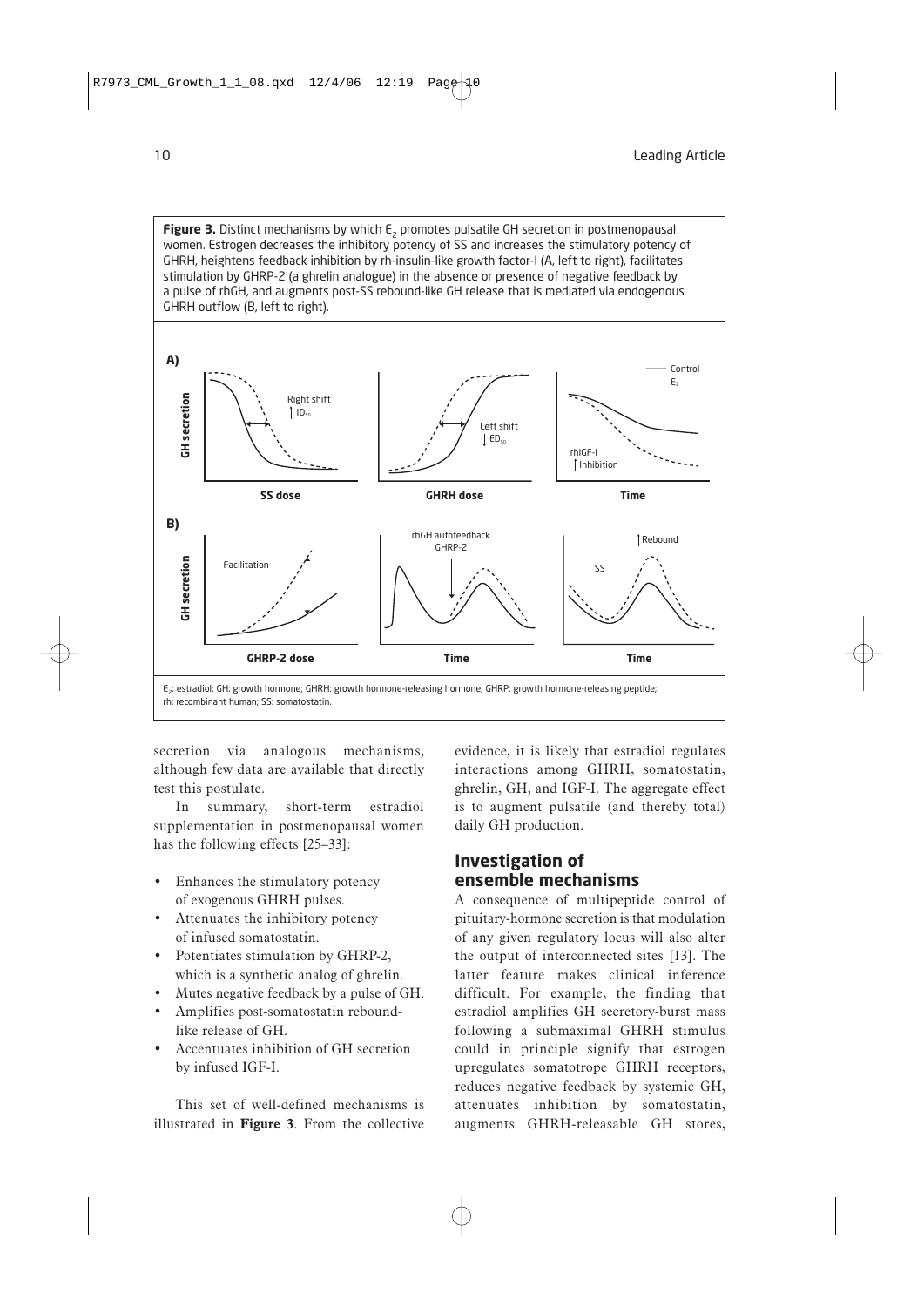**Figure 3.** Distinct mechanisms by which $E_2$ promotes pulsatile GH secretion in postmenopausal women. Estrogen decreases the inhibitory potency of SS and increases the stimulatory potency of GHRH, heightens feedback inhibition by rh-insulin-like growth factor-I (A, left to right), facilitates stimulation by GHRP-2 (a ghrelin analogue) in the absence or presence of negative feedback by a pulse of rhGH, and augments post-SS rebound-like GH release that is mediated via endogenous GHRH outflow (B, left to right).

A) GH secretion vs. SS dose: Right shift, ↑ $ID_{50}$. GH secretion vs. GHRH dose: Left shift, ↓ $ED_{50}$. GH secretion vs. Time: rhIGF-I ↑ Inhibition. Legend: Control (solid line); $E_2$ (dashed line).

B) GH secretion vs. GHRP-2 dose: Facilitation. GH secretion vs. Time: rhGH autofeedback, GHRP-2. GH secretion vs. Time: SS, ↑ Rebound.

$E_2$: estradiol; GH: growth hormone; GHRH: growth hormone-releasing hormone; GHRP: growth hormone-releasing peptide; rh: recombinant human; SS: somatostatin.

secretion via analogous mechanisms, although few data are available that directly test this postulate.

In summary, short-term estradiol supplementation in postmenopausal women has the following effects [25–33]:

- Enhances the stimulatory potency of exogenous GHRH pulses.
- Attenuates the inhibitory potency of infused somatostatin.
- Potentiates stimulation by GHRP-2, which is a synthetic analog of ghrelin.
- Mutes negative feedback by a pulse of GH.
- Amplifies post-somatostatin rebound-like release of GH.
- Accentuates inhibition of GH secretion by infused IGF-I.

This set of well-defined mechanisms is illustrated in **Figure 3**. From the collective evidence, it is likely that estradiol regulates interactions among GHRH, somatostatin, ghrelin, GH, and IGF-I. The aggregate effect is to augment pulsatile (and thereby total) daily GH production.

## Investigation of ensemble mechanisms

A consequence of multipeptide control of pituitary-hormone secretion is that modulation of any given regulatory locus will also alter the output of interconnected sites [13]. The latter feature makes clinical inference difficult. For example, the finding that estradiol amplifies GH secretory-burst mass following a submaximal GHRH stimulus could in principle signify that estrogen upregulates somatotrope GHRH receptors, reduces negative feedback by systemic GH, attenuates inhibition by somatostatin, augments GHRH-releasable GH stores,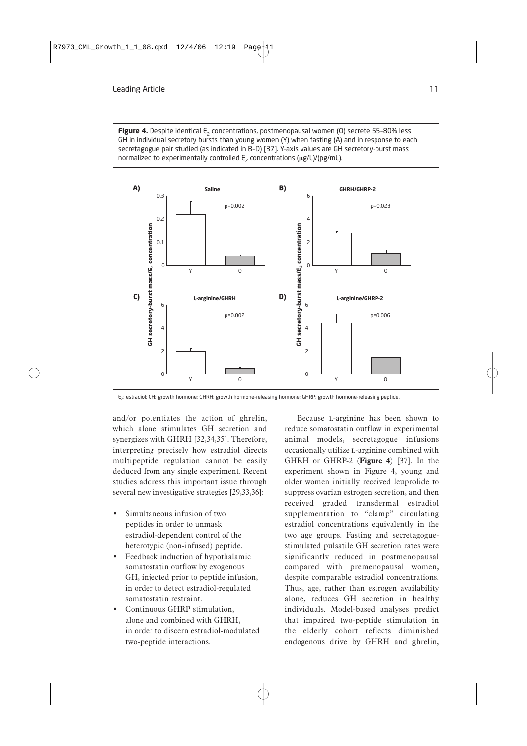**Figure 4.** Despite identical $E_2$ concentrations, postmenopausal women (O) secrete 55–80% less GH in individual secretory bursts than young women (Y) when fasting (A) and in response to each secretagogue pair studied (as indicated in B–D) [37]. Y-axis values are GH secretory-burst mass normalized to experimentally controlled $E_2$ concentrations (μg/L)/(pg/mL).

$E_2$: estradiol; GH: growth hormone; GHRH: growth hormone-releasing hormone; GHRP: growth hormone-releasing peptide.

and/or potentiates the action of ghrelin, which alone stimulates GH secretion and synergizes with GHRH [32,34,35]. Therefore, interpreting precisely how estradiol directs multipeptide regulation cannot be easily deduced from any single experiment. Recent studies address this important issue through several new investigative strategies [29,33,36]:

- Simultaneous infusion of two peptides in order to unmask estradiol-dependent control of the heterotypic (non-infused) peptide.
- Feedback induction of hypothalamic somatostatin outflow by exogenous GH, injected prior to peptide infusion, in order to detect estradiol-regulated somatostatin restraint.
- Continuous GHRP stimulation, alone and combined with GHRH, in order to discern estradiol-modulated two-peptide interactions.

Because L-arginine has been shown to reduce somatostatin outflow in experimental animal models, secretagogue infusions occasionally utilize L-arginine combined with GHRH or GHRP-2 (**Figure 4**) [37]. In the experiment shown in Figure 4, young and older women initially received leuprolide to suppress ovarian estrogen secretion, and then received graded transdermal estradiol supplementation to "clamp" circulating estradiol concentrations equivalently in the two age groups. Fasting and secretagogue-stimulated pulsatile GH secretion rates were significantly reduced in postmenopausal compared with premenopausal women, despite comparable estradiol concentrations. Thus, age, rather than estrogen availability alone, reduces GH secretion in healthy individuals. Model-based analyses predict that impaired two-peptide stimulation in the elderly cohort reflects diminished endogenous drive by GHRH and ghrelin,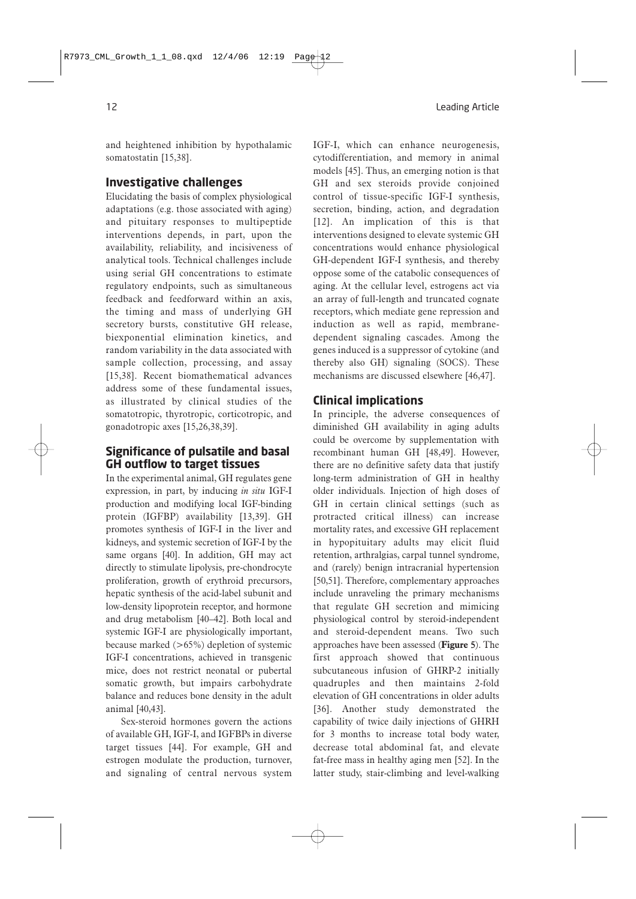and heightened inhibition by hypothalamic somatostatin [15,38].

## Investigative challenges

Elucidating the basis of complex physiological adaptations (e.g. those associated with aging) and pituitary responses to multipeptide interventions depends, in part, upon the availability, reliability, and incisiveness of analytical tools. Technical challenges include using serial GH concentrations to estimate regulatory endpoints, such as simultaneous feedback and feedforward within an axis, the timing and mass of underlying GH secretory bursts, constitutive GH release, biexponential elimination kinetics, and random variability in the data associated with sample collection, processing, and assay [15,38]. Recent biomathematical advances address some of these fundamental issues, as illustrated by clinical studies of the somatotropic, thyrotropic, corticotropic, and gonadotropic axes [15,26,38,39].

## Significance of pulsatile and basal GH outflow to target tissues

In the experimental animal, GH regulates gene expression, in part, by inducing *in situ* IGF-I production and modifying local IGF-binding protein (IGFBP) availability [13,39]. GH promotes synthesis of IGF-I in the liver and kidneys, and systemic secretion of IGF-I by the same organs [40]. In addition, GH may act directly to stimulate lipolysis, pre-chondrocyte proliferation, growth of erythroid precursors, hepatic synthesis of the acid-label subunit and low-density lipoprotein receptor, and hormone and drug metabolism [40–42]. Both local and systemic IGF-I are physiologically important, because marked (>65%) depletion of systemic IGF-I concentrations, achieved in transgenic mice, does not restrict neonatal or pubertal somatic growth, but impairs carbohydrate balance and reduces bone density in the adult animal [40,43].

Sex-steroid hormones govern the actions of available GH, IGF-I, and IGFBPs in diverse target tissues [44]. For example, GH and estrogen modulate the production, turnover, and signaling of central nervous system IGF-I, which can enhance neurogenesis, cytodifferentiation, and memory in animal models [45]. Thus, an emerging notion is that GH and sex steroids provide conjoined control of tissue-specific IGF-I synthesis, secretion, binding, action, and degradation [12]. An implication of this is that interventions designed to elevate systemic GH concentrations would enhance physiological GH-dependent IGF-I synthesis, and thereby oppose some of the catabolic consequences of aging. At the cellular level, estrogens act via an array of full-length and truncated cognate receptors, which mediate gene repression and induction as well as rapid, membrane-dependent signaling cascades. Among the genes induced is a suppressor of cytokine (and thereby also GH) signaling (SOCS). These mechanisms are discussed elsewhere [46,47].

## Clinical implications

In principle, the adverse consequences of diminished GH availability in aging adults could be overcome by supplementation with recombinant human GH [48,49]. However, there are no definitive safety data that justify long-term administration of GH in healthy older individuals. Injection of high doses of GH in certain clinical settings (such as protracted critical illness) can increase mortality rates, and excessive GH replacement in hypopituitary adults may elicit fluid retention, arthralgias, carpal tunnel syndrome, and (rarely) benign intracranial hypertension [50,51]. Therefore, complementary approaches include unraveling the primary mechanisms that regulate GH secretion and mimicing physiological control by steroid-independent and steroid-dependent means. Two such approaches have been assessed (**Figure 5**). The first approach showed that continuous subcutaneous infusion of GHRP-2 initially quadruples and then maintains 2-fold elevation of GH concentrations in older adults [36]. Another study demonstrated the capability of twice daily injections of GHRH for 3 months to increase total body water, decrease total abdominal fat, and elevate fat-free mass in healthy aging men [52]. In the latter study, stair-climbing and level-walking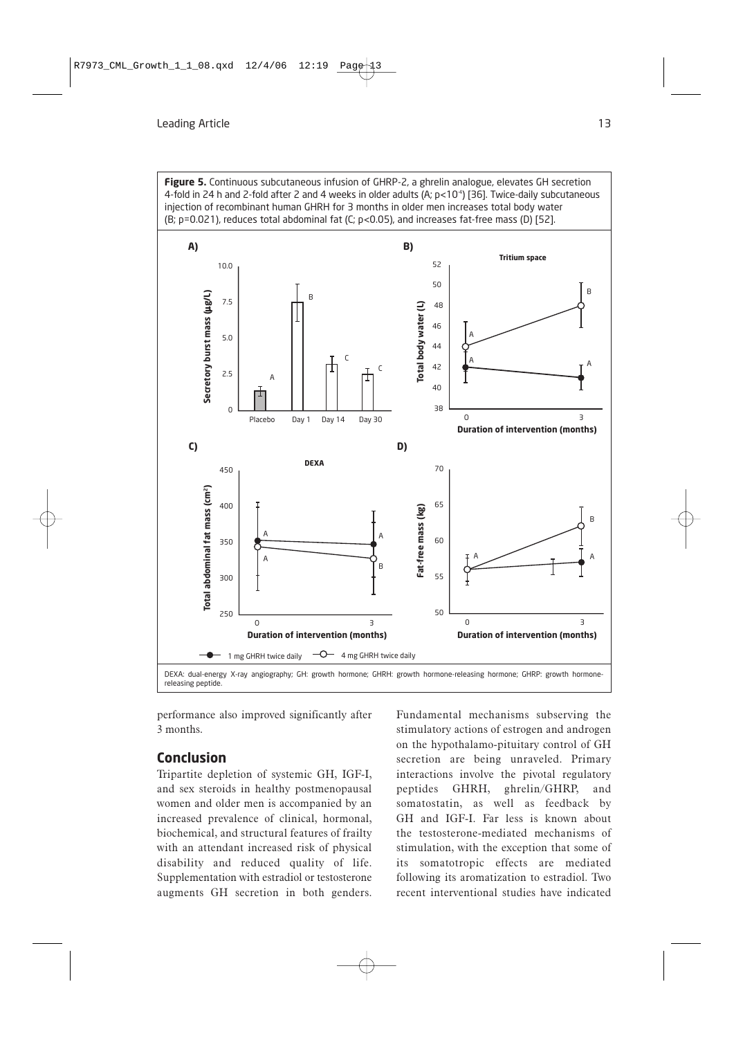**Figure 5.** Continuous subcutaneous infusion of GHRP-2, a ghrelin analogue, elevates GH secretion 4-fold in 24 h and 2-fold after 2 and 4 weeks in older adults (A; $p<10^{-4}$) [36]. Twice-daily subcutaneous injection of recombinant human GHRH for 3 months in older men increases total body water (B; $p=0.021$), reduces total abdominal fat (C; $p<0.05$), and increases fat-free mass (D) [52].

DEXA: dual-energy X-ray angiography; GH: growth hormone; GHRH: growth hormone-releasing hormone; GHRP: growth hormone-releasing peptide.

performance also improved significantly after 3 months.

## Conclusion

Tripartite depletion of systemic GH, IGF-I, and sex steroids in healthy postmenopausal women and older men is accompanied by an increased prevalence of clinical, hormonal, biochemical, and structural features of frailty with an attendant increased risk of physical disability and reduced quality of life. Supplementation with estradiol or testosterone augments GH secretion in both genders. Fundamental mechanisms subserving the stimulatory actions of estrogen and androgen on the hypothalamo-pituitary control of GH secretion are being unraveled. Primary interactions involve the pivotal regulatory peptides GHRH, ghrelin/GHRP, and somatostatin, as well as feedback by GH and IGF-I. Far less is known about the testosterone-mediated mechanisms of stimulation, with the exception that some of its somatotropic effects are mediated following its aromatization to estradiol. Two recent interventional studies have indicated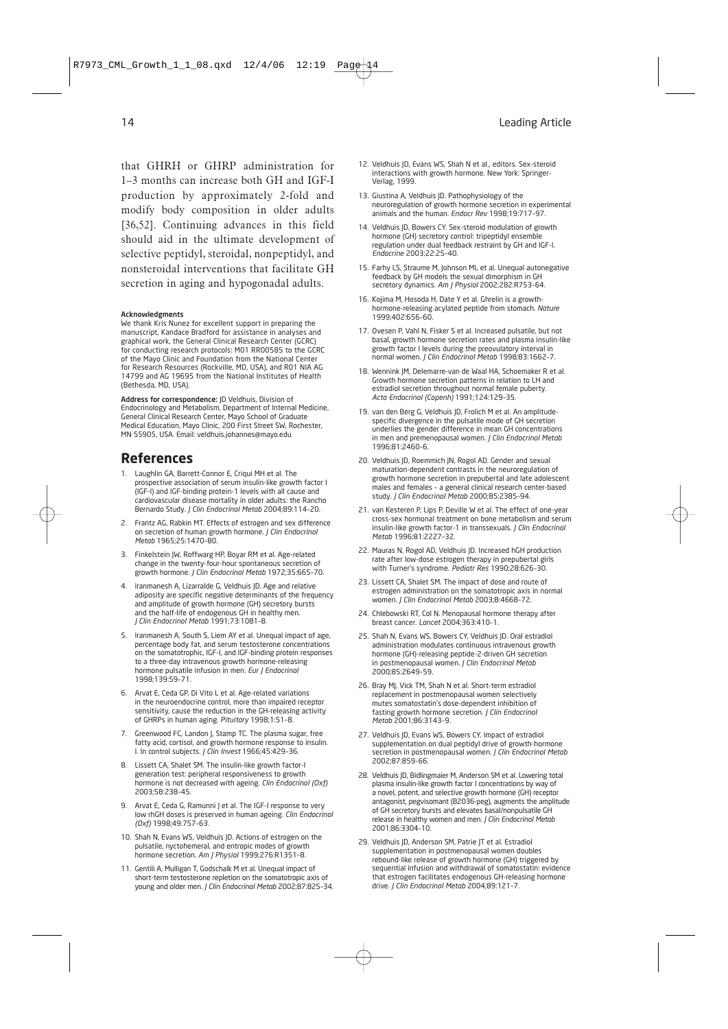that GHRH or GHRP administration for 1–3 months can increase both GH and IGF-I production by approximately 2-fold and modify body composition in older adults [36,52]. Continuing advances in this field should aid in the ultimate development of selective peptidyl, steroidal, nonpeptidyl, and nonsteroidal interventions that facilitate GH secretion in aging and hypogonadal adults.

#### Acknowledgments

We thank Kris Nunez for excellent support in preparing the manuscript, Kandace Bradford for assistance in analyses and graphical work, the General Clinical Research Center (GCRC) for conducting research protocols: M01 RR00585 to the GCRC of the Mayo Clinic and Foundation from the National Center for Research Resources (Rockville, MD, USA), and R01 NIA AG 14799 and AG 19695 from the National Institutes of Health (Bethesda, MD, USA).

**Address for correspondence:** JD Veldhuis, Division of Endocrinology and Metabolism, Department of Internal Medicine, General Clinical Research Center, Mayo School of Graduate Medical Education, Mayo Clinic, 200 First Street SW, Rochester, MN 55905, USA. Email: veldhuis.johannes@mayo.edu

## References

1. Laughlin GA, Barrett-Connor E, Criqui MH et al. The prospective association of serum insulin-like growth factor I (IGF-I) and IGF-binding protein-1 levels with all cause and cardiovascular disease mortality in older adults: the Rancho Bernardo Study. *J Clin Endocrinol Metab* 2004;89:114–20.
2. Frantz AG, Rabkin MT. Effects of estrogen and sex difference on secretion of human growth hormone. *J Clin Endocrinol Metab* 1965;25:1470–80.
3. Finkelstein JW, Roffwarg HP, Boyar RM et al. Age-related change in the twenty-four-hour spontaneous secretion of growth hormone. *J Clin Endocrinol Metab* 1972;35:665–70.
4. Iranmanesh A, Lizarralde G, Veldhuis JD. Age and relative adiposity are specific negative determinants of the frequency and amplitude of growth hormone (GH) secretory bursts and the half-life of endogenous GH in healthy men. *J Clin Endocrinol Metab* 1991;73:1081–8.
5. Iranmanesh A, South S, Liem AY et al. Unequal impact of age, percentage body fat, and serum testosterone concentrations on the somatotrophic, IGF-I, and IGF-binding protein responses to a three-day intravenous growth hormone-releasing hormone pulsatile infusion in men. *Eur J Endocrinol* 1998;139:59–71.
6. Arvat E, Ceda GP, Di Vito L et al. Age-related variations in the neuroendocrine control, more than impaired receptor sensitivity, cause the reduction in the GH-releasing activity of GHRPs in human aging. *Pituitary* 1998;1:51–8.
7. Greenwood FC, Landon J, Stamp TC. The plasma sugar, free fatty acid, cortisol, and growth hormone response to insulin. I. In control subjects. *J Clin Invest* 1966;45:429–36.
8. Lissett CA, Shalet SM. The insulin-like growth factor-I generation test: peripheral responsiveness to growth hormone is not decreased with ageing. *Clin Endocrinol (Oxf)* 2003;58:238–45.
9. Arvat E, Ceda G, Ramunni J et al. The IGF-I response to very low rhGH doses is preserved in human ageing. *Clin Endocrinol (Oxf)* 1998;49:757–63.
10. Shah N, Evans WS, Veldhuis JD. Actions of estrogen on the pulsatile, nyctohemeral, and entropic modes of growth hormone secretion. *Am J Physiol* 1999;276:R1351–8.
11. Gentili A, Mulligan T, Godschalk M et al. Unequal impact of short-term testosterone repletion on the somatotropic axis of young and older men. *J Clin Endocrinol Metab* 2002;87:825–34.
12. Veldhuis JD, Evans WS, Shah N et al., editors. Sex-steroid interactions with growth hormone. New York: Springer-Verlag, 1999.
13. Giustina A, Veldhuis JD. Pathophysiology of the neuroregulation of growth hormone secretion in experimental animals and the human. *Endocr Rev* 1998;19:717–97.
14. Veldhuis JD, Bowers CY. Sex-steroid modulation of growth hormone (GH) secretory control: tripeptidyl ensemble regulation under dual feedback restraint by GH and IGF-I. *Endocrine* 2003;22:25–40.
15. Farhy LS, Straume M, Johnson ML et al. Unequal autonegative feedback by GH models the sexual dimorphism in GH secretory dynamics. *Am J Physiol* 2002;282:R753–64.
16. Kojima M, Hosoda H, Date Y et al. Ghrelin is a growth-hormone-releasing acylated peptide from stomach. *Nature* 1999;402:656–60.
17. Ovesen P, Vahl N, Fisker S et al. Increased pulsatile, but not basal, growth hormone secretion rates and plasma insulin-like growth factor I levels during the preovulatory interval in normal women. *J Clin Endocrinol Metab* 1998;83:1662–7.
18. Wennink JM, Delemarre-van de Waal HA, Schoemaker R et al. Growth hormone secretion patterns in relation to LH and estradiol secretion throughout normal female puberty. *Acta Endocrinol (Copenh)* 1991;124:129–35.
19. van den Berg G, Veldhuis JD, Frolich M et al. An amplitude-specific divergence in the pulsatile mode of GH secretion underlies the gender difference in mean GH concentrations in men and premenopausal women. *J Clin Endocrinol Metab* 1996;81:2460–6.
20. Veldhuis JD, Roemmich JN, Rogol AD. Gender and sexual maturation-dependent contrasts in the neuroregulation of growth hormone secretion in prepubertal and late adolescent males and females – a general clinical research center-based study. *J Clin Endocrinol Metab* 2000;85:2385–94.
21. van Kesteren P, Lips P, Deville W et al. The effect of one-year cross-sex hormonal treatment on bone metabolism and serum insulin-like growth factor-1 in transsexuals. *J Clin Endocrinol Metab* 1996;81:2227–32.
22. Mauras N, Rogol AD, Veldhuis JD. Increased hGH production rate after low-dose estrogen therapy in prepubertal girls with Turner's syndrome. *Pediatr Res* 1990;28:626–30.
23. Lissett CA, Shalet SM. The impact of dose and route of estrogen administration on the somatotropic axis in normal women. *J Clin Endocrinol Metab* 2003;8:4668–72.
24. Chlebowski RT, Col N. Menopausal hormone therapy after breast cancer. *Lancet* 2004;363:410–1.
25. Shah N, Evans WS, Bowers CY, Veldhuis JD. Oral estradiol administration modulates continuous intravenous growth hormone (GH)-releasing peptide-2-driven GH secretion in postmenopausal women. *J Clin Endocrinol Metab* 2000;85:2649–59.
26. Bray MJ, Vick TM, Shah N et al. Short-term estradiol replacement in postmenopausal women selectively mutes somatostatin's dose-dependent inhibition of fasting growth hormone secretion. *J Clin Endocrinol Metab* 2001;86:3143–9.
27. Veldhuis JD, Evans WS, Bowers CY. Impact of estradiol supplementation on dual peptidyl drive of growth-hormone secretion in postmenopausal women. *J Clin Endocrinol Metab* 2002;87:859–66.
28. Veldhuis JD, Bidlingmaier M, Anderson SM et al. Lowering total plasma insulin-like growth factor I concentrations by way of a novel, potent, and selective growth hormone (GH) receptor antagonist, pegvisomant (B2036-peg), augments the amplitude of GH secretory bursts and elevates basal/nonpulsatile GH release in healthy women and men. *J Clin Endocrinol Metab* 2001;86:3304–10.
29. Veldhuis JD, Anderson SM, Patrie JT et al. Estradiol supplementation in postmenopausal women doubles rebound-like release of growth hormone (GH) triggered by sequential infusion and withdrawal of somatostatin: evidence that estrogen facilitates endogenous GH-releasing hormone drive. *J Clin Endocrinol Metab* 2004;89:121–7.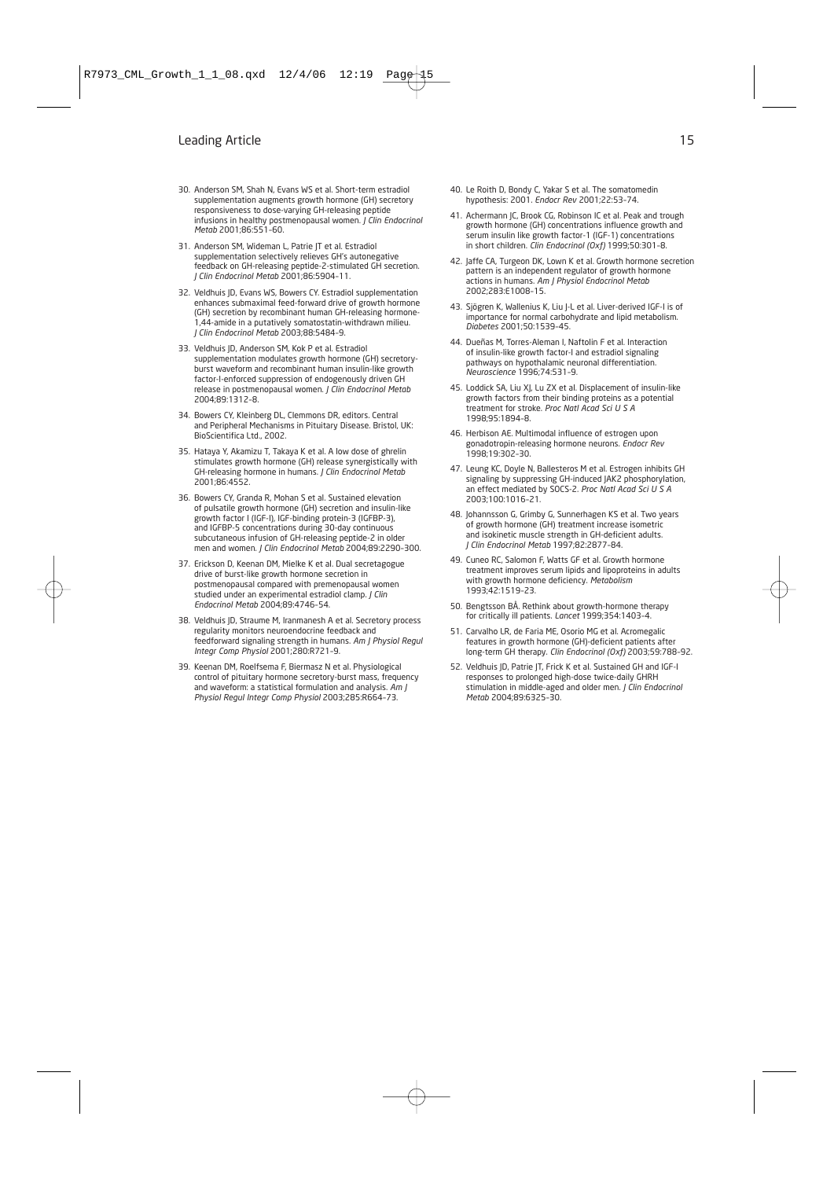30. Anderson SM, Shah N, Evans WS et al. Short-term estradiol supplementation augments growth hormone (GH) secretory responsiveness to dose-varying GH-releasing peptide infusions in healthy postmenopausal women. *J Clin Endocrinol Metab* 2001;86:551–60.
31. Anderson SM, Wideman L, Patrie JT et al. Estradiol supplementation selectively relieves GH's autonegative feedback on GH-releasing peptide-2-stimulated GH secretion. *J Clin Endocrinol Metab* 2001;86:5904–11.
32. Veldhuis JD, Evans WS, Bowers CY. Estradiol supplementation enhances submaximal feed-forward drive of growth hormone (GH) secretion by recombinant human GH-releasing hormone-1,44-amide in a putatively somatostatin-withdrawn milieu. *J Clin Endocrinol Metab* 2003;88:5484–9.
33. Veldhuis JD, Anderson SM, Kok P et al. Estradiol supplementation modulates growth hormone (GH) secretory-burst waveform and recombinant human insulin-like growth factor-I-enforced suppression of endogenously driven GH release in postmenopausal women. *J Clin Endocrinol Metab* 2004;89:1312–8.
34. Bowers CY, Kleinberg DL, Clemmons DR, editors. Central and Peripheral Mechanisms in Pituitary Disease. Bristol, UK: BioScientifica Ltd., 2002.
35. Hataya Y, Akamizu T, Takaya K et al. A low dose of ghrelin stimulates growth hormone (GH) release synergistically with GH-releasing hormone in humans. *J Clin Endocrinol Metab* 2001;86:4552.
36. Bowers CY, Granda R, Mohan S et al. Sustained elevation of pulsatile growth hormone (GH) secretion and insulin-like growth factor I (IGF-I), IGF-binding protein-3 (IGFBP-3), and IGFBP-5 concentrations during 30-day continuous subcutaneous infusion of GH-releasing peptide-2 in older men and women. *J Clin Endocrinol Metab* 2004;89:2290–300.
37. Erickson D, Keenan DM, Mielke K et al. Dual secretagogue drive of burst-like growth hormone secretion in postmenopausal compared with premenopausal women studied under an experimental estradiol clamp. *J Clin Endocrinol Metab* 2004;89:4746–54.
38. Veldhuis JD, Straume M, Iranmanesh A et al. Secretory process regularity monitors neuroendocrine feedback and feedforward signaling strength in humans. *Am J Physiol Regul Integr Comp Physiol* 2001;280:R721–9.
39. Keenan DM, Roelfsema F, Biermasz N et al. Physiological control of pituitary hormone secretory-burst mass, frequency and waveform: a statistical formulation and analysis. *Am J Physiol Regul Integr Comp Physiol* 2003;285:R664–73.
40. Le Roith D, Bondy C, Yakar S et al. The somatomedin hypothesis: 2001. *Endocr Rev* 2001;22:53–74.
41. Achermann JC, Brook CG, Robinson IC et al. Peak and trough growth hormone (GH) concentrations influence growth and serum insulin like growth factor-1 (IGF-1) concentrations in short children. *Clin Endocrinol (Oxf)* 1999;50:301–8.
42. Jaffe CA, Turgeon DK, Lown K et al. Growth hormone secretion pattern is an independent regulator of growth hormone actions in humans. *Am J Physiol Endocrinol Metab* 2002;283:E1008–15.
43. Sjögren K, Wallenius K, Liu J-L et al. Liver-derived IGF-I is of importance for normal carbohydrate and lipid metabolism. *Diabetes* 2001;50:1539–45.
44. Dueñas M, Torres-Aleman I, Naftolin F et al. Interaction of insulin-like growth factor-I and estradiol signaling pathways on hypothalamic neuronal differentiation. *Neuroscience* 1996;74:531–9.
45. Loddick SA, Liu XJ, Lu ZX et al. Displacement of insulin-like growth factors from their binding proteins as a potential treatment for stroke. *Proc Natl Acad Sci U S A* 1998;95:1894–8.
46. Herbison AE. Multimodal influence of estrogen upon gonadotropin-releasing hormone neurons. *Endocr Rev* 1998;19:302–30.
47. Leung KC, Doyle N, Ballesteros M et al. Estrogen inhibits GH signaling by suppressing GH-induced JAK2 phosphorylation, an effect mediated by SOCS-2. *Proc Natl Acad Sci U S A* 2003;100:1016–21.
48. Johannsson G, Grimby G, Sunnerhagen KS et al. Two years of growth hormone (GH) treatment increase isometric and isokinetic muscle strength in GH-deficient adults. *J Clin Endocrinol Metab* 1997;82:2877–84.
49. Cuneo RC, Salomon F, Watts GF et al. Growth hormone treatment improves serum lipids and lipoproteins in adults with growth hormone deficiency. *Metabolism* 1993;42:1519–23.
50. Bengtsson BÅ. Rethink about growth-hormone therapy for critically ill patients. *Lancet* 1999;354:1403–4.
51. Carvalho LR, de Faria ME, Osorio MG et al. Acromegalic features in growth hormone (GH)-deficient patients after long-term GH therapy. *Clin Endocrinol (Oxf)* 2003;59:788–92.
52. Veldhuis JD, Patrie JT, Frick K et al. Sustained GH and IGF-I responses to prolonged high-dose twice-daily GHRH stimulation in middle-aged and older men. *J Clin Endocrinol Metab* 2004;89:6325–30.